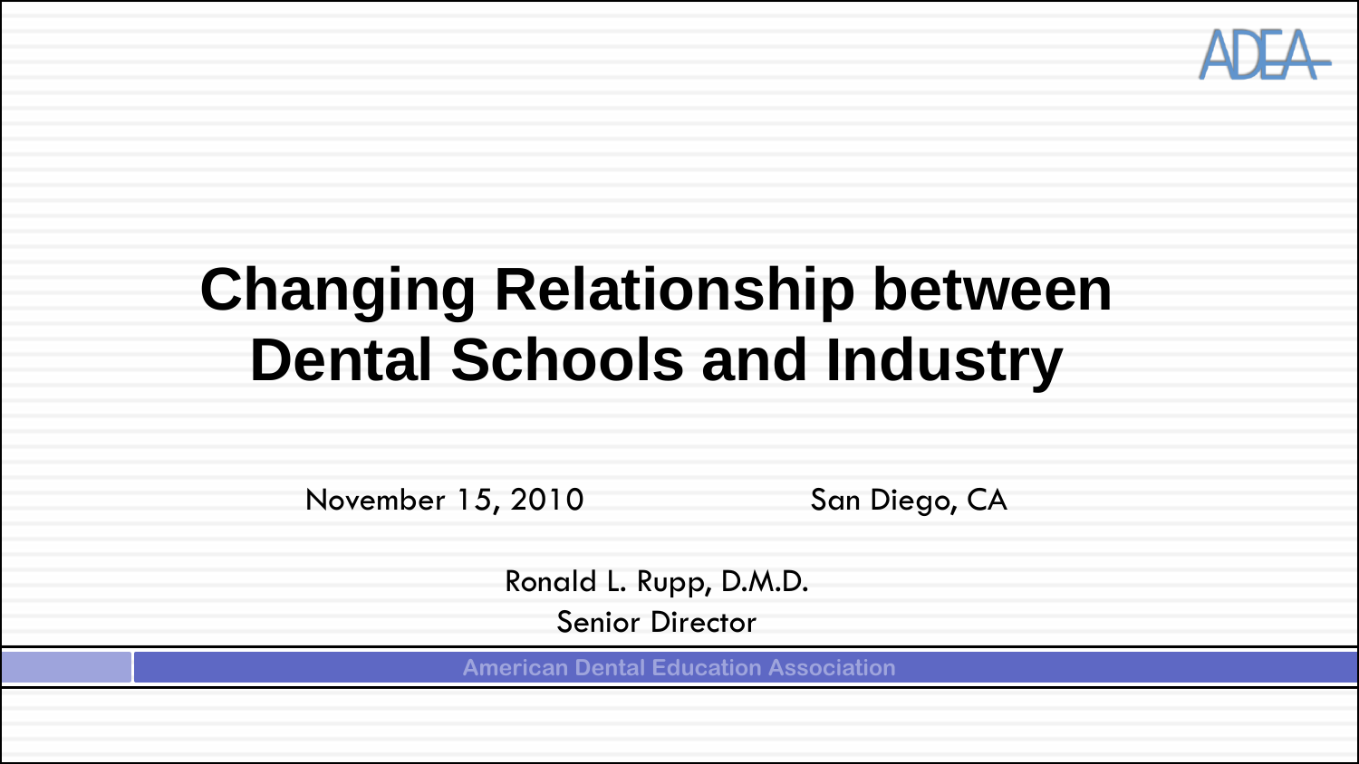# Changing Relationship between Dental Schools and Industry

November 15, 2010 San Diego, CA

Ronald L. Rupp, D.M.D.

Senior Director

American Dental Education Association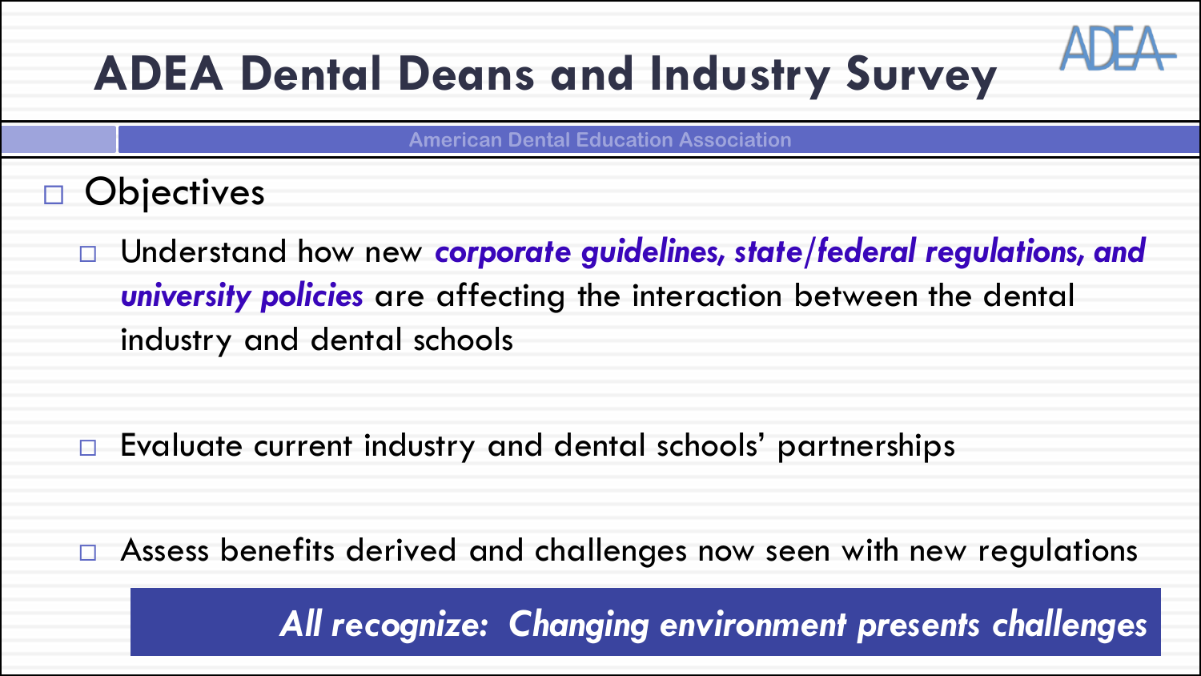# ADEA Dental Deans and Industry Survey

American Dental Education Association

- Objectives
  - Understand how new ***corporate guidelines, state/federal regulations, and university policies*** are affecting the interaction between the dental industry and dental schools
  - Evaluate current industry and dental schools' partnerships
  - Assess benefits derived and challenges now seen with new regulations

***All recognize: Changing environment presents challenges***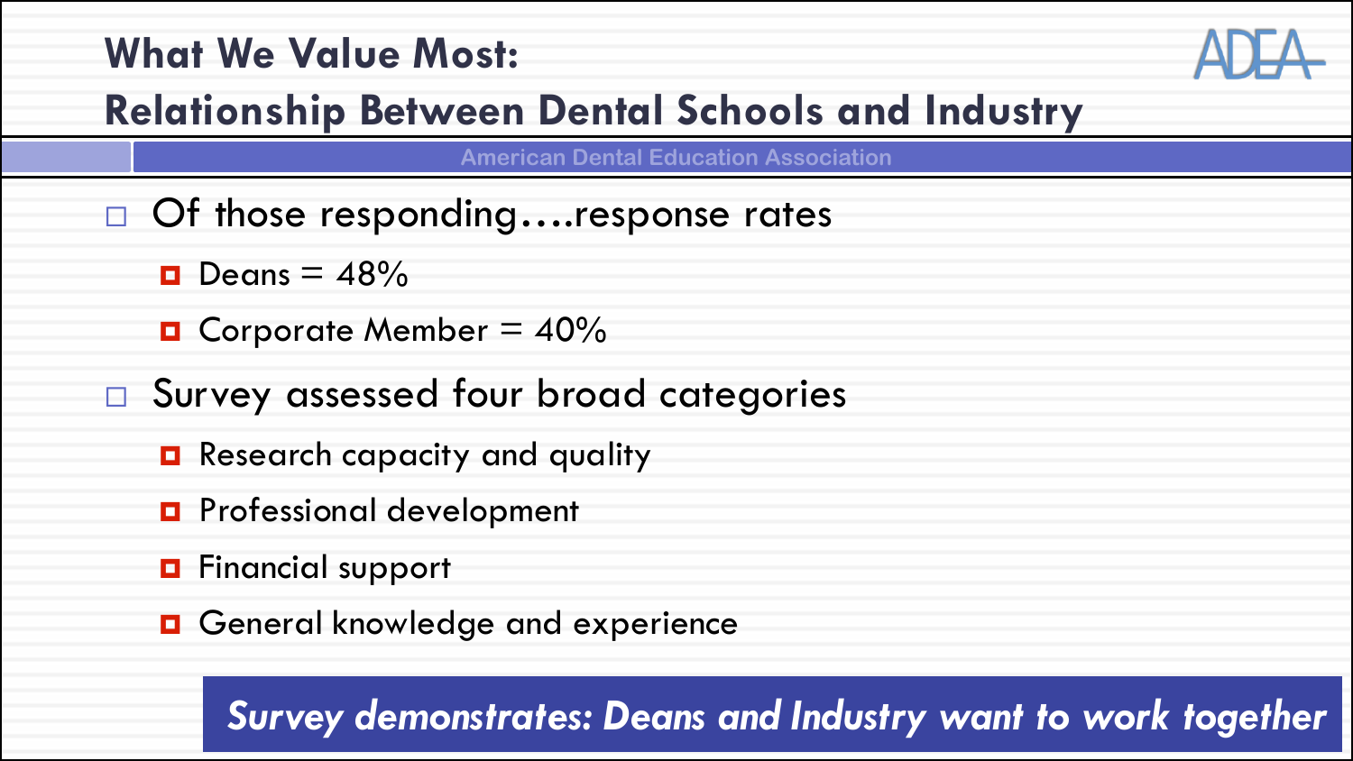# What We Value Most: Relationship Between Dental Schools and Industry

American Dental Education Association

- Of those responding….response rates
  - Deans = 48%
  - Corporate Member = 40%
- Survey assessed four broad categories
  - Research capacity and quality
  - Professional development
  - Financial support
  - General knowledge and experience

***Survey demonstrates: Deans and Industry want to work together***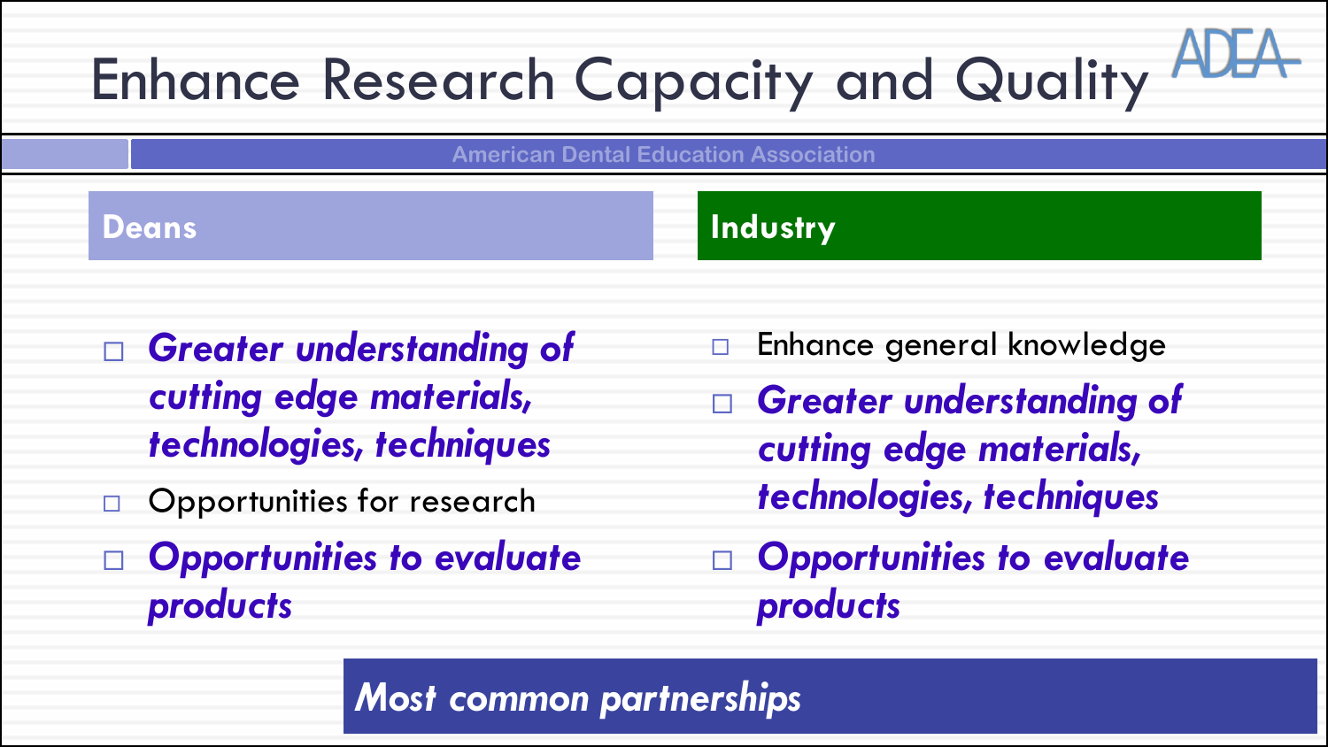# Enhance Research Capacity and Quality

American Dental Education Association

## Deans

- ***Greater understanding of cutting edge materials, technologies, techniques***
- Opportunities for research
- ***Opportunities to evaluate products***

## Industry

- Enhance general knowledge
- ***Greater understanding of cutting edge materials, technologies, techniques***
- ***Opportunities to evaluate products***

***Most common partnerships***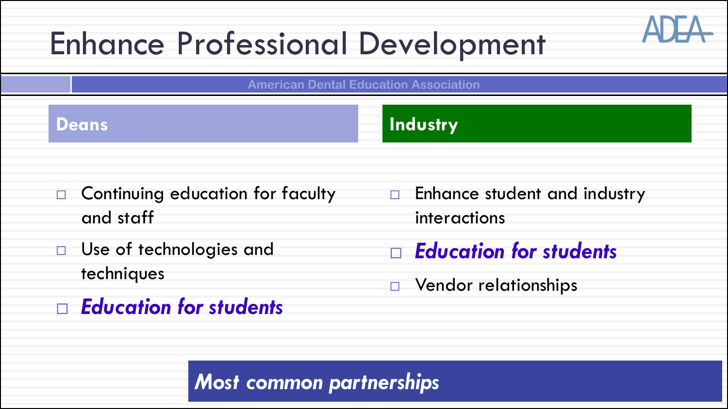# Enhance Professional Development

American Dental Education Association

## Deans

- Continuing education for faculty and staff
- Use of technologies and techniques
- ***Education for students***

## Industry

- Enhance student and industry interactions
- ***Education for students***
- Vendor relationships

***Most common partnerships***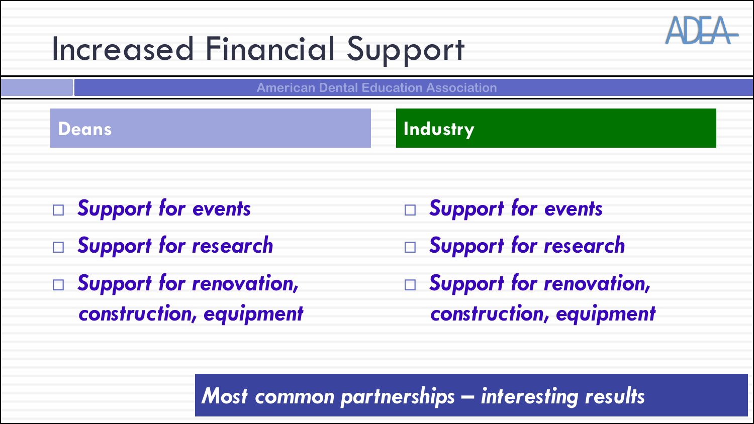# Increased Financial Support

American Dental Education Association

## Deans

- *Support for events*
- *Support for research*
- *Support for renovation, construction, equipment*

## Industry

- *Support for events*
- *Support for research*
- *Support for renovation, construction, equipment*

*Most common partnerships – interesting results*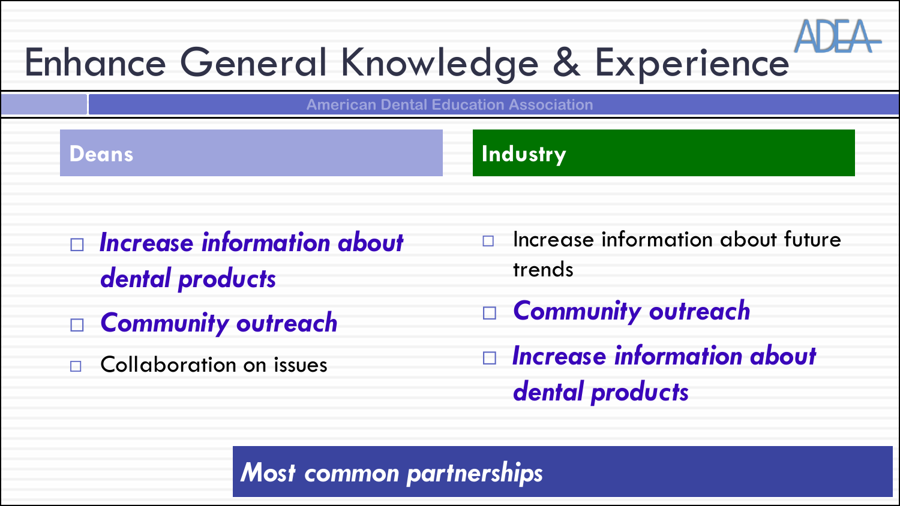# Enhance General Knowledge & Experience

American Dental Education Association

## Deans

- ***Increase information about dental products***
- ***Community outreach***
- Collaboration on issues

## Industry

- Increase information about future trends
- ***Community outreach***
- ***Increase information about dental products***

***Most common partnerships***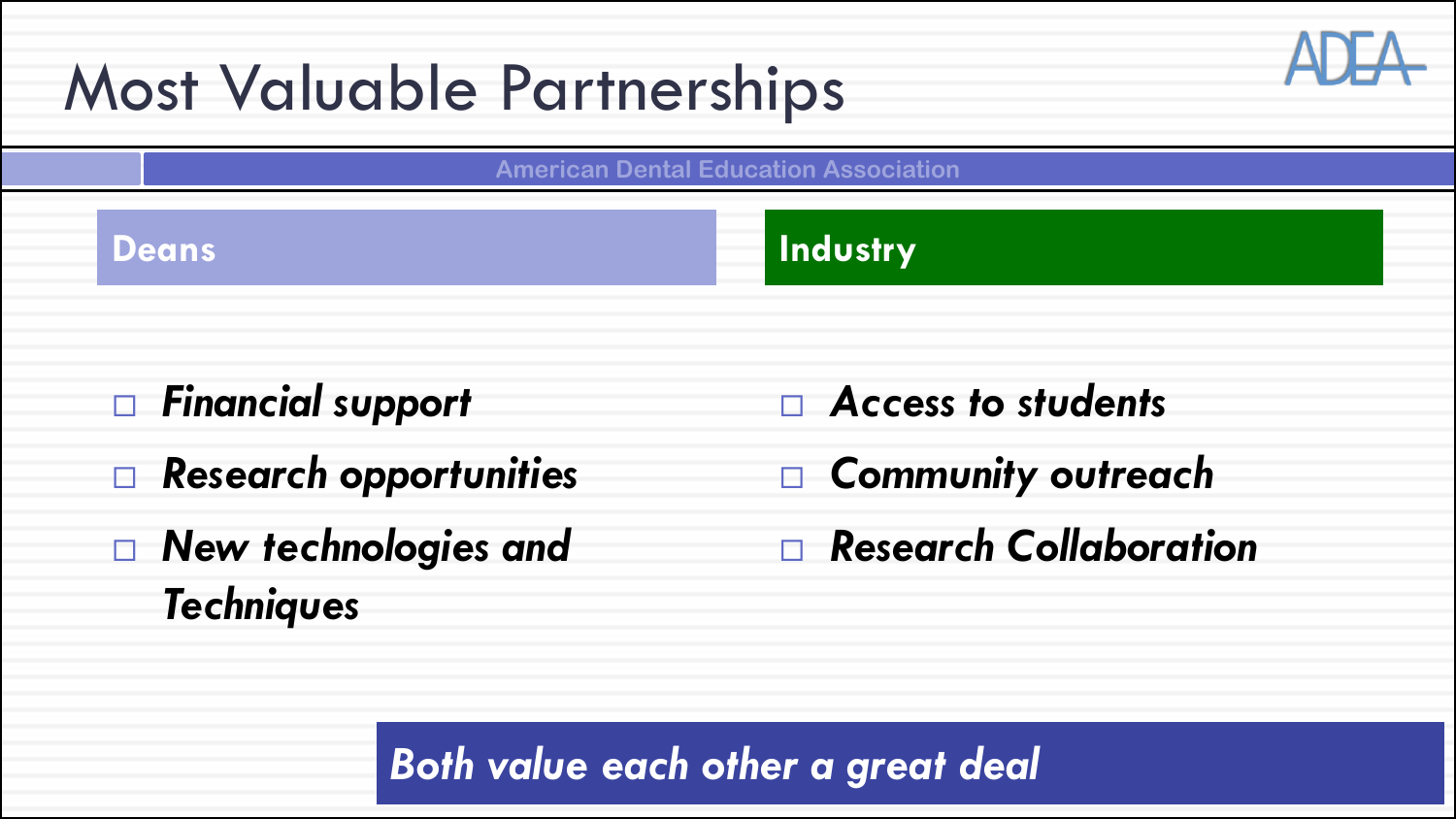# Most Valuable Partnerships

American Dental Education Association

## Deans

- *Financial support*
- *Research opportunities*
- *New technologies and Techniques*

## Industry

- *Access to students*
- *Community outreach*
- *Research Collaboration*

*Both value each other a great deal*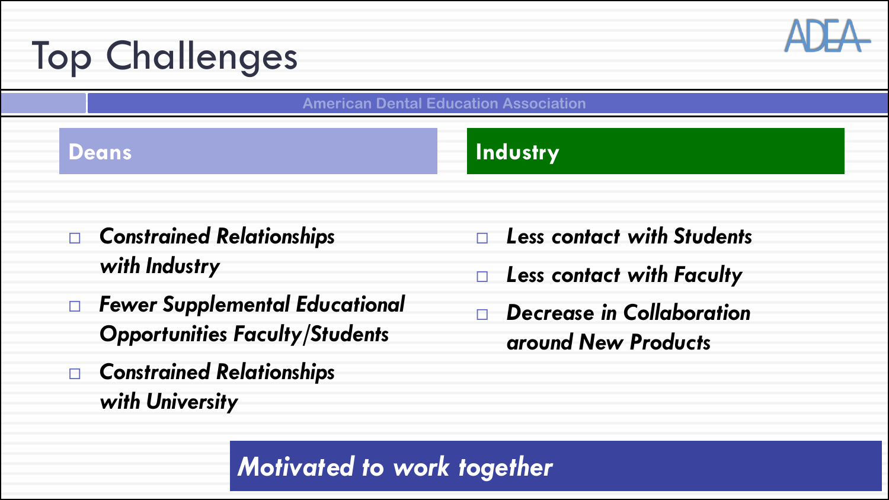# Top Challenges

American Dental Education Association

## Deans

- *Constrained Relationships with Industry*
- *Fewer Supplemental Educational Opportunities Faculty/Students*
- *Constrained Relationships with University*

## Industry

- *Less contact with Students*
- *Less contact with Faculty*
- *Decrease in Collaboration around New Products*

*Motivated to work together*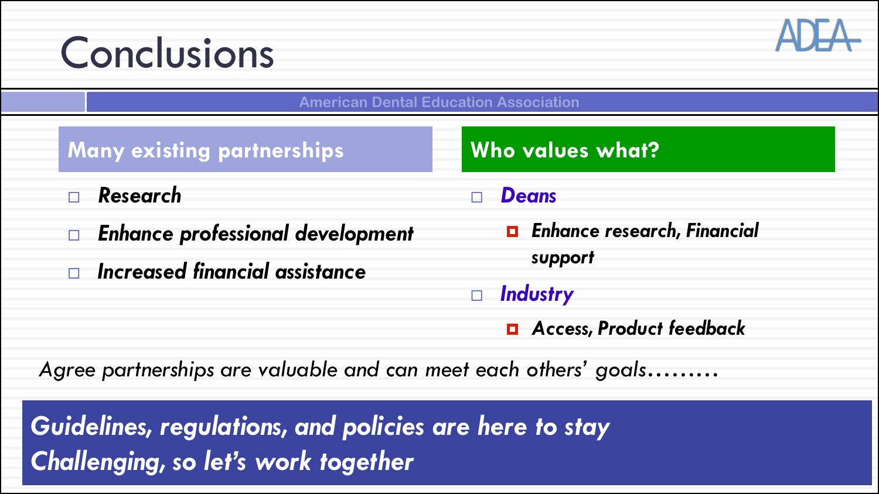# Conclusions

American Dental Education Association

## Many existing partnerships

- *Research*
- *Enhance professional development*
- *Increased financial assistance*

## Who values what?

- *Deans*
  - *Enhance research, Financial support*
- *Industry*
  - *Access, Product feedback*

*Agree partnerships are valuable and can meet each others' goals………*

***Guidelines, regulations, and policies are here to stay***
***Challenging, so let's work together***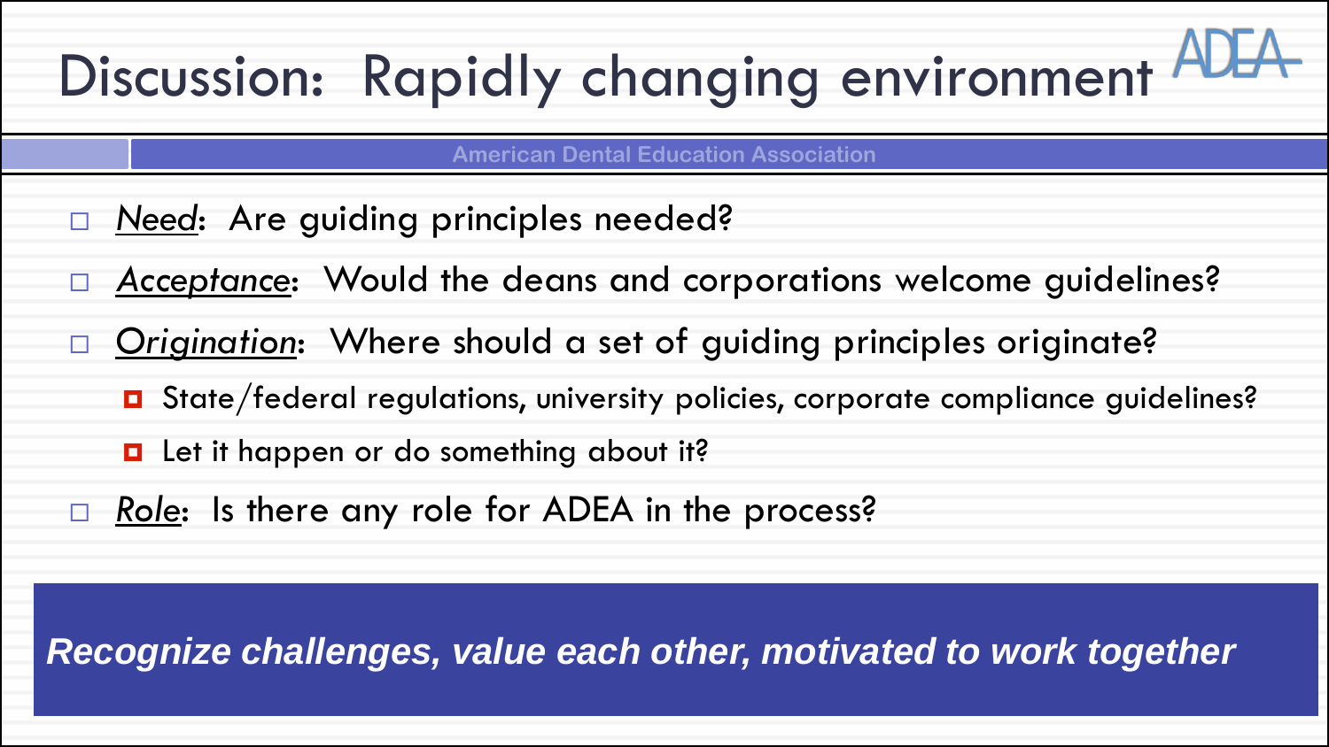# Discussion: Rapidly changing environment

American Dental Education Association

- *Need*: Are guiding principles needed?
- *Acceptance*: Would the deans and corporations welcome guidelines?
- *Origination*: Where should a set of guiding principles originate?
  - State/federal regulations, university policies, corporate compliance guidelines?
  - Let it happen or do something about it?
- *Role*: Is there any role for ADEA in the process?

***Recognize challenges, value each other, motivated to work together***